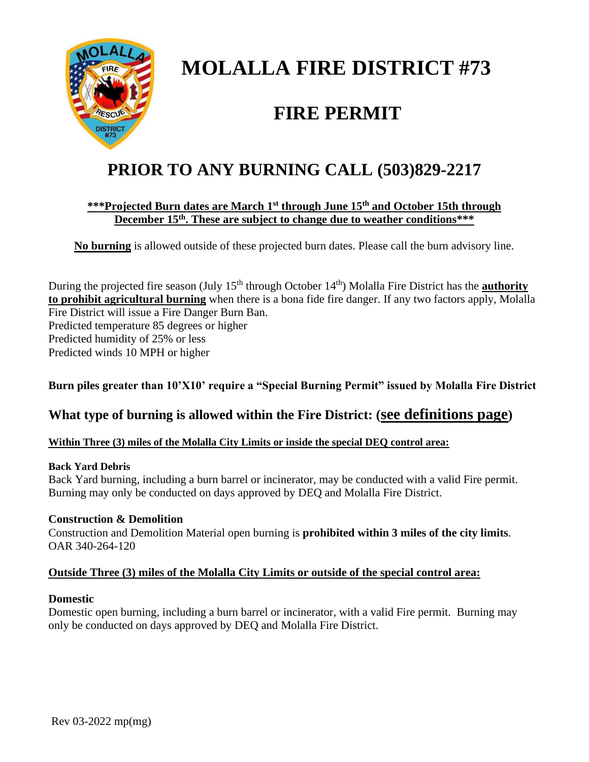# MOLALLA FIRE DISTRICT #73

# FIRE PERMIT

## PRIOR TO ANY BURNING CALL (503)829-2217

**\*\*\*Projected Burn dates are March 1st through June 15th and October 15th through December 15th. These are subject to change due to weather conditions\*\*\***

**No burning** is allowed outside of these projected burn dates. Please call the burn advisory line.

During the projected fire season (July 15th through October 14th) Molalla Fire District has the **authority to prohibit agricultural burning** when there is a bona fide fire danger. If any two factors apply, Molalla Fire District will issue a Fire Danger Burn Ban.
Predicted temperature 85 degrees or higher
Predicted humidity of 25% or less
Predicted winds 10 MPH or higher

**Burn piles greater than 10'X10' require a "Special Burning Permit" issued by Molalla Fire District**

### What type of burning is allowed within the Fire District: (see definitions page)

**Within Three (3) miles of the Molalla City Limits or inside the special DEQ control area:**

**Back Yard Debris**
Back Yard burning, including a burn barrel or incinerator, may be conducted with a valid Fire permit. Burning may only be conducted on days approved by DEQ and Molalla Fire District.

**Construction & Demolition**
Construction and Demolition Material open burning is **prohibited within 3 miles of the city limits**. OAR 340-264-120

**Outside Three (3) miles of the Molalla City Limits or outside of the special control area:**

**Domestic**
Domestic open burning, including a burn barrel or incinerator, with a valid Fire permit. Burning may only be conducted on days approved by DEQ and Molalla Fire District.

Rev 03-2022 mp(mg)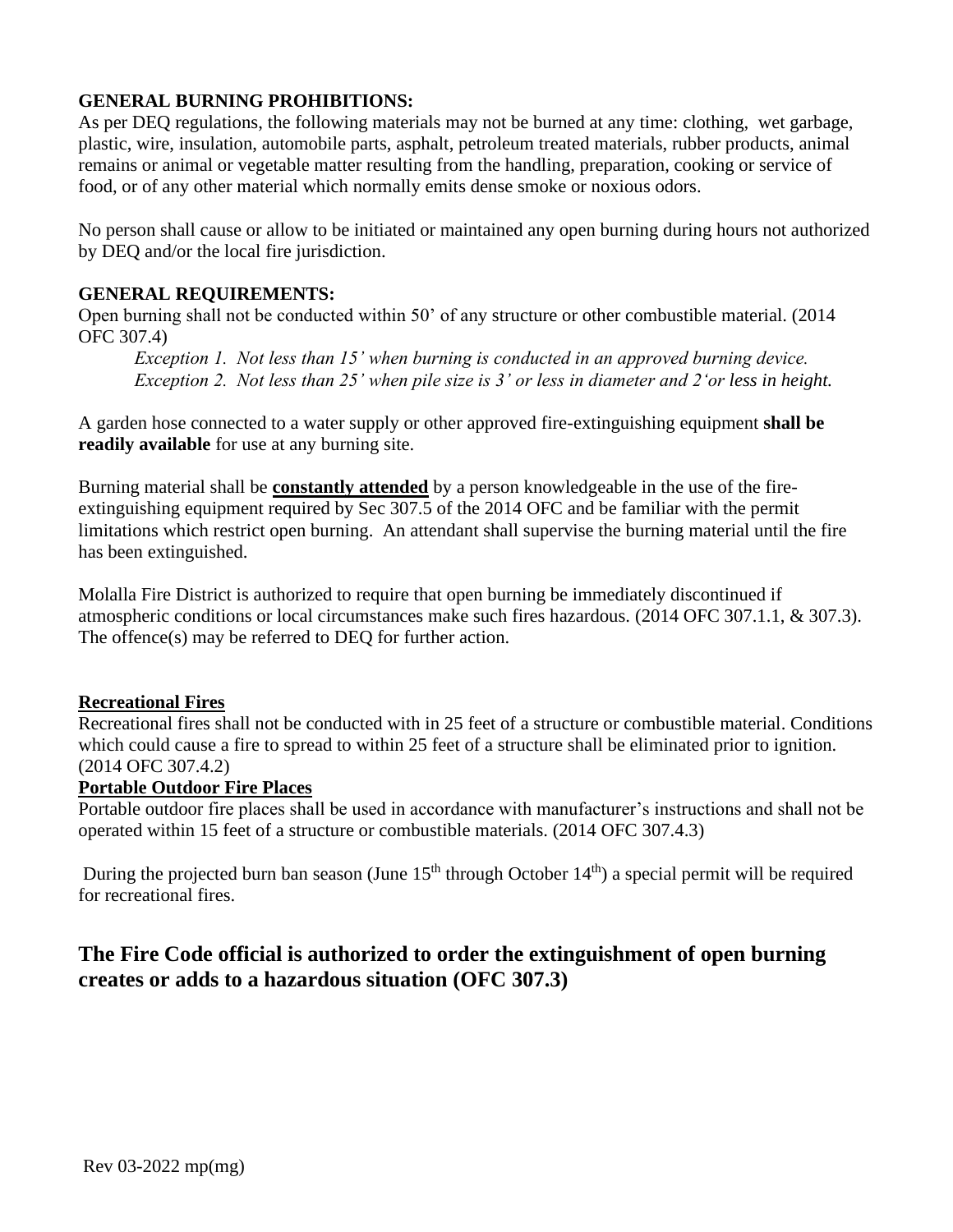**GENERAL BURNING PROHIBITIONS:**
As per DEQ regulations, the following materials may not be burned at any time: clothing, wet garbage, plastic, wire, insulation, automobile parts, asphalt, petroleum treated materials, rubber products, animal remains or animal or vegetable matter resulting from the handling, preparation, cooking or service of food, or of any other material which normally emits dense smoke or noxious odors.

No person shall cause or allow to be initiated or maintained any open burning during hours not authorized by DEQ and/or the local fire jurisdiction.

**GENERAL REQUIREMENTS:**
Open burning shall not be conducted within 50' of any structure or other combustible material. (2014 OFC 307.4)

*Exception 1. Not less than 15' when burning is conducted in an approved burning device.*
*Exception 2. Not less than 25' when pile size is 3' or less in diameter and 2'or less in height.*

A garden hose connected to a water supply or other approved fire-extinguishing equipment **shall be readily available** for use at any burning site.

Burning material shall be **constantly attended** by a person knowledgeable in the use of the fire-extinguishing equipment required by Sec 307.5 of the 2014 OFC and be familiar with the permit limitations which restrict open burning. An attendant shall supervise the burning material until the fire has been extinguished.

Molalla Fire District is authorized to require that open burning be immediately discontinued if atmospheric conditions or local circumstances make such fires hazardous. (2014 OFC 307.1.1, & 307.3). The offence(s) may be referred to DEQ for further action.

**Recreational Fires**
Recreational fires shall not be conducted with in 25 feet of a structure or combustible material. Conditions which could cause a fire to spread to within 25 feet of a structure shall be eliminated prior to ignition. (2014 OFC 307.4.2)

**Portable Outdoor Fire Places**
Portable outdoor fire places shall be used in accordance with manufacturer's instructions and shall not be operated within 15 feet of a structure or combustible materials. (2014 OFC 307.4.3)

During the projected burn ban season (June 15th through October 14th) a special permit will be required for recreational fires.

## The Fire Code official is authorized to order the extinguishment of open burning creates or adds to a hazardous situation (OFC 307.3)

Rev 03-2022 mp(mg)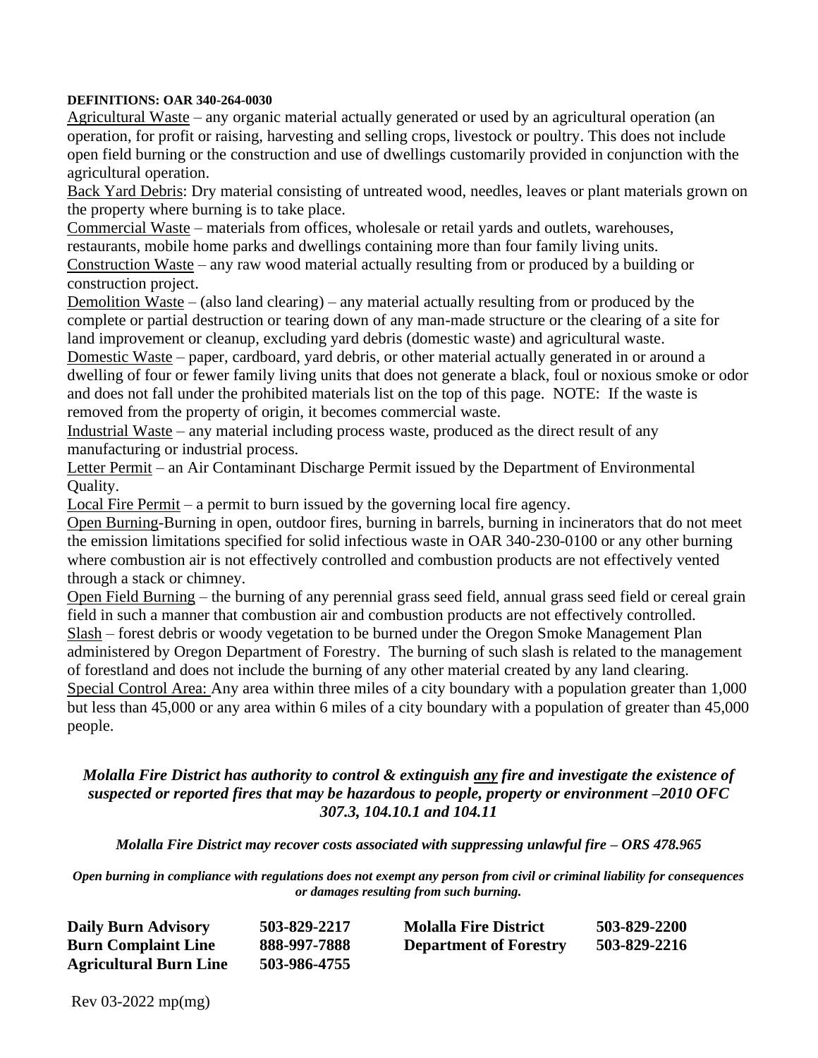**DEFINITIONS: OAR 340-264-0030**

Agricultural Waste – any organic material actually generated or used by an agricultural operation (an operation, for profit or raising, harvesting and selling crops, livestock or poultry. This does not include open field burning or the construction and use of dwellings customarily provided in conjunction with the agricultural operation.

Back Yard Debris: Dry material consisting of untreated wood, needles, leaves or plant materials grown on the property where burning is to take place.

Commercial Waste – materials from offices, wholesale or retail yards and outlets, warehouses, restaurants, mobile home parks and dwellings containing more than four family living units.

Construction Waste – any raw wood material actually resulting from or produced by a building or construction project.

Demolition Waste – (also land clearing) – any material actually resulting from or produced by the complete or partial destruction or tearing down of any man-made structure or the clearing of a site for land improvement or cleanup, excluding yard debris (domestic waste) and agricultural waste.

Domestic Waste – paper, cardboard, yard debris, or other material actually generated in or around a dwelling of four or fewer family living units that does not generate a black, foul or noxious smoke or odor and does not fall under the prohibited materials list on the top of this page. NOTE: If the waste is removed from the property of origin, it becomes commercial waste.

Industrial Waste – any material including process waste, produced as the direct result of any manufacturing or industrial process.

Letter Permit – an Air Contaminant Discharge Permit issued by the Department of Environmental Quality.

Local Fire Permit – a permit to burn issued by the governing local fire agency.

Open Burning-Burning in open, outdoor fires, burning in barrels, burning in incinerators that do not meet the emission limitations specified for solid infectious waste in OAR 340-230-0100 or any other burning where combustion air is not effectively controlled and combustion products are not effectively vented through a stack or chimney.

Open Field Burning – the burning of any perennial grass seed field, annual grass seed field or cereal grain field in such a manner that combustion air and combustion products are not effectively controlled.

Slash – forest debris or woody vegetation to be burned under the Oregon Smoke Management Plan administered by Oregon Department of Forestry. The burning of such slash is related to the management of forestland and does not include the burning of any other material created by any land clearing.

Special Control Area: Any area within three miles of a city boundary with a population greater than 1,000 but less than 45,000 or any area within 6 miles of a city boundary with a population of greater than 45,000 people.

***Molalla Fire District has authority to control & extinguish any fire and investigate the existence of suspected or reported fires that may be hazardous to people, property or environment –2010 OFC 307.3, 104.10.1 and 104.11***

***Molalla Fire District may recover costs associated with suppressing unlawful fire – ORS 478.965***

***Open burning in compliance with regulations does not exempt any person from civil or criminal liability for consequences or damages resulting from such burning.***

| | | | |
|---|---|---|---|
| **Daily Burn Advisory** | **503-829-2217** | **Molalla Fire District** | **503-829-2200** |
| **Burn Complaint Line** | **888-997-7888** | **Department of Forestry** | **503-829-2216** |
| **Agricultural Burn Line** | **503-986-4755** | | |

Rev 03-2022 mp(mg)